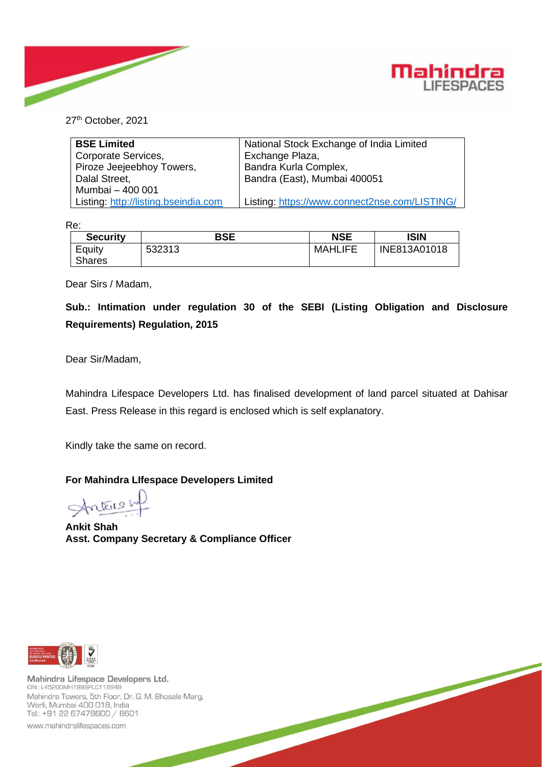27th October, 2021

| BSE Limited | National Stock Exchange of India Limited |
| --- | --- |
| Corporate Services, Piroze Jeejeebhoy Towers, Dalal Street, Mumbai – 400 001 | Exchange Plaza, Bandra Kurla Complex, Bandra (East), Mumbai 400051 |
| Listing: http://listing.bseindia.com | Listing: https://www.connect2nse.com/LISTING/ |

Re:

| Security | BSE | NSE | ISIN |
| --- | --- | --- | --- |
| Equity Shares | 532313 | MAHLIFE | INE813A01018 |

Dear Sirs / Madam,

**Sub.: Intimation under regulation 30 of the SEBI (Listing Obligation and Disclosure Requirements) Regulation, 2015**

Dear Sir/Madam,

Mahindra Lifespace Developers Ltd. has finalised development of land parcel situated at Dahisar East. Press Release in this regard is enclosed which is self explanatory.

Kindly take the same on record.

**For Mahindra LIfespace Developers Limited**

**Ankit Shah**
**Asst. Company Secretary & Compliance Officer**

Mahindra Lifespace Developers Ltd.
CIN : L45200MH1999PLC118949
Mahindra Towers, 5th Floor, Dr. G. M. Bhosale Marg,
Worli, Mumbai 400 018, India
Tel.: +91 22 67478600 / 8601
www.mahindralifespaces.com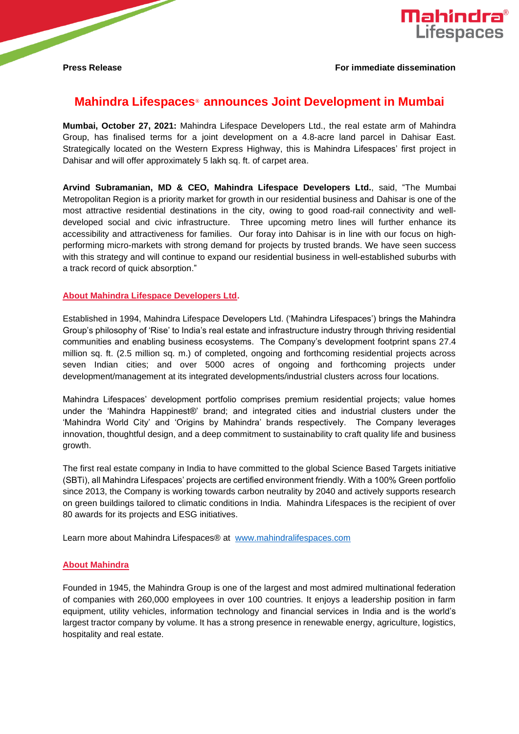**Press Release** **For immediate dissemination**

# Mahindra Lifespaces® announces Joint Development in Mumbai

**Mumbai, October 27, 2021:** Mahindra Lifespace Developers Ltd., the real estate arm of Mahindra Group, has finalised terms for a joint development on a 4.8-acre land parcel in Dahisar East. Strategically located on the Western Express Highway, this is Mahindra Lifespaces' first project in Dahisar and will offer approximately 5 lakh sq. ft. of carpet area.

**Arvind Subramanian, MD & CEO, Mahindra Lifespace Developers Ltd.**, said, "The Mumbai Metropolitan Region is a priority market for growth in our residential business and Dahisar is one of the most attractive residential destinations in the city, owing to good road-rail connectivity and well-developed social and civic infrastructure. Three upcoming metro lines will further enhance its accessibility and attractiveness for families. Our foray into Dahisar is in line with our focus on high-performing micro-markets with strong demand for projects by trusted brands. We have seen success with this strategy and will continue to expand our residential business in well-established suburbs with a track record of quick absorption."

## About Mahindra Lifespace Developers Ltd.

Established in 1994, Mahindra Lifespace Developers Ltd. ('Mahindra Lifespaces') brings the Mahindra Group's philosophy of 'Rise' to India's real estate and infrastructure industry through thriving residential communities and enabling business ecosystems. The Company's development footprint spans 27.4 million sq. ft. (2.5 million sq. m.) of completed, ongoing and forthcoming residential projects across seven Indian cities; and over 5000 acres of ongoing and forthcoming projects under development/management at its integrated developments/industrial clusters across four locations.

Mahindra Lifespaces' development portfolio comprises premium residential projects; value homes under the 'Mahindra Happinest®' brand; and integrated cities and industrial clusters under the 'Mahindra World City' and 'Origins by Mahindra' brands respectively. The Company leverages innovation, thoughtful design, and a deep commitment to sustainability to craft quality life and business growth.

The first real estate company in India to have committed to the global Science Based Targets initiative (SBTi), all Mahindra Lifespaces' projects are certified environment friendly. With a 100% Green portfolio since 2013, the Company is working towards carbon neutrality by 2040 and actively supports research on green buildings tailored to climatic conditions in India. Mahindra Lifespaces is the recipient of over 80 awards for its projects and ESG initiatives.

Learn more about Mahindra Lifespaces® at www.mahindralifespaces.com

## About Mahindra

Founded in 1945, the Mahindra Group is one of the largest and most admired multinational federation of companies with 260,000 employees in over 100 countries. It enjoys a leadership position in farm equipment, utility vehicles, information technology and financial services in India and is the world's largest tractor company by volume. It has a strong presence in renewable energy, agriculture, logistics, hospitality and real estate.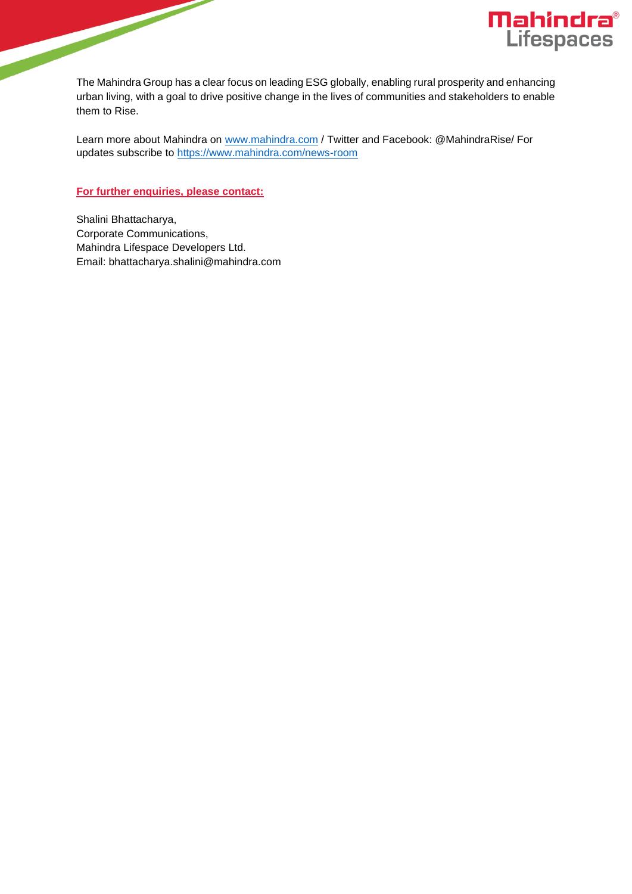The Mahindra Group has a clear focus on leading ESG globally, enabling rural prosperity and enhancing urban living, with a goal to drive positive change in the lives of communities and stakeholders to enable them to Rise.

Learn more about Mahindra on [www.mahindra.com](www.mahindra.com) / Twitter and Facebook: @MahindraRise/ For updates subscribe to [https://www.mahindra.com/news-room](https://www.mahindra.com/news-room)

**For further enquiries, please contact:**

Shalini Bhattacharya,
Corporate Communications,
Mahindra Lifespace Developers Ltd.
Email: bhattacharya.shalini@mahindra.com